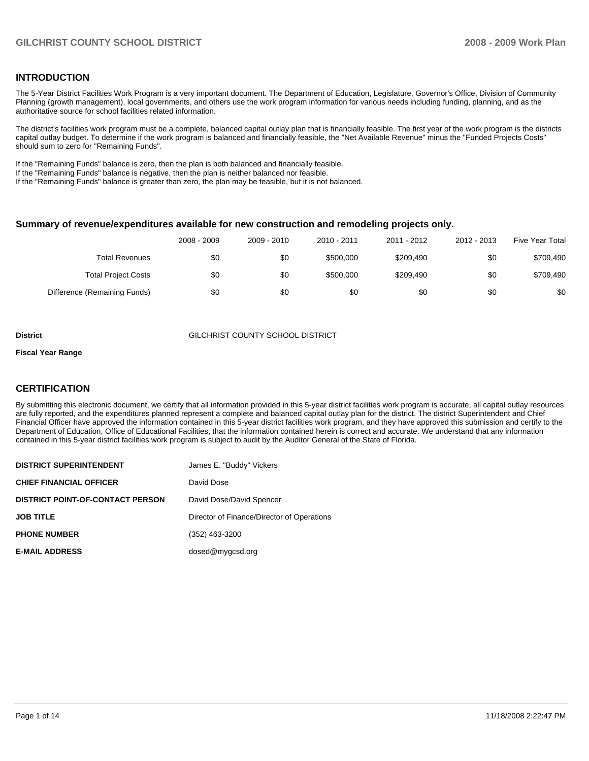## INTRODUCTION

The 5-Year District Facilities Work Program is a very important document. The Department of Education, Legislature, Governor's Office, Division of Community Planning (growth management), local governments, and others use the work program information for various needs including funding, planning, and as the authoritative source for school facilities related information.

The district's facilities work program must be a complete, balanced capital outlay plan that is financially feasible. The first year of the work program is the districts capital outlay budget. To determine if the work program is balanced and financially feasible, the "Net Available Revenue" minus the "Funded Projects Costs" should sum to zero for "Remaining Funds".

If the "Remaining Funds" balance is zero, then the plan is both balanced and financially feasible.
If the "Remaining Funds" balance is negative, then the plan is neither balanced nor feasible.
If the "Remaining Funds" balance is greater than zero, the plan may be feasible, but it is not balanced.

### Summary of revenue/expenditures available for new construction and remodeling projects only.

| | 2008 - 2009 | 2009 - 2010 | 2010 - 2011 | 2011 - 2012 | 2012 - 2013 | Five Year Total |
|---|---|---|---|---|---|---|
| Total Revenues | $0 | $0 | $500,000 | $209,490 | $0 | $709,490 |
| Total Project Costs | $0 | $0 | $500,000 | $209,490 | $0 | $709,490 |
| Difference (Remaining Funds) | $0 | $0 | $0 | $0 | $0 | $0 |

**District** GILCHRIST COUNTY SCHOOL DISTRICT

**Fiscal Year Range**

## CERTIFICATION

By submitting this electronic document, we certify that all information provided in this 5-year district facilities work program is accurate, all capital outlay resources are fully reported, and the expenditures planned represent a complete and balanced capital outlay plan for the district. The district Superintendent and Chief Financial Officer have approved the information contained in this 5-year district facilities work program, and they have approved this submission and certify to the Department of Education, Office of Educational Facilities, that the information contained herein is correct and accurate. We understand that any information contained in this 5-year district facilities work program is subject to audit by the Auditor General of the State of Florida.

| | |
|---|---|
| **DISTRICT SUPERINTENDENT** | James E. "Buddy" Vickers |
| **CHIEF FINANCIAL OFFICER** | David Dose |
| **DISTRICT POINT-OF-CONTACT PERSON** | David Dose/David Spencer |
| **JOB TITLE** | Director of Finance/Director of Operations |
| **PHONE NUMBER** | (352) 463-3200 |
| **E-MAIL ADDRESS** | dosed@mygcsd.org |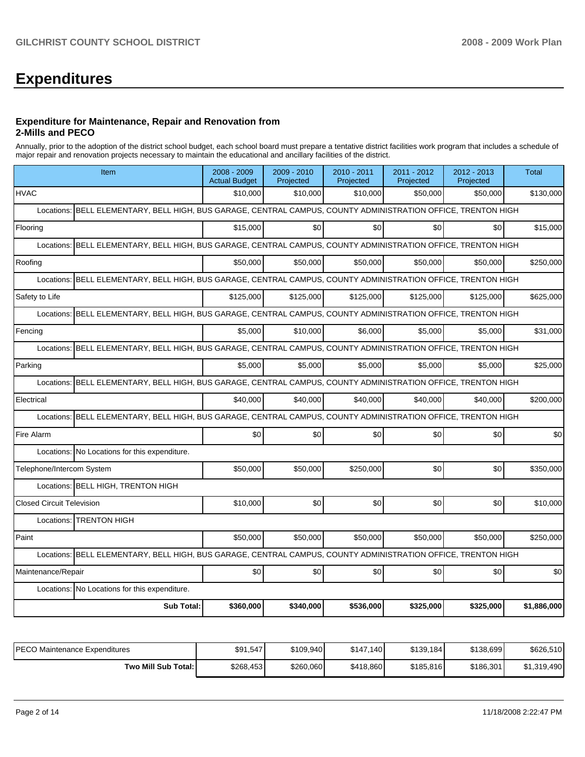# Expenditures

### Expenditure for Maintenance, Repair and Renovation from 2-Mills and PECO

Annually, prior to the adoption of the district school budget, each school board must prepare a tentative district facilities work program that includes a schedule of major repair and renovation projects necessary to maintain the educational and ancillary facilities of the district.

| Item | 2008 - 2009 Actual Budget | 2009 - 2010 Projected | 2010 - 2011 Projected | 2011 - 2012 Projected | 2012 - 2013 Projected | Total |
|---|---|---|---|---|---|---|
| HVAC | $10,000 | $10,000 | $10,000 | $50,000 | $50,000 | $130,000 |
| Locations: BELL ELEMENTARY, BELL HIGH, BUS GARAGE, CENTRAL CAMPUS, COUNTY ADMINISTRATION OFFICE, TRENTON HIGH | | | | | | |
| Flooring | $15,000 | $0 | $0 | $0 | $0 | $15,000 |
| Locations: BELL ELEMENTARY, BELL HIGH, BUS GARAGE, CENTRAL CAMPUS, COUNTY ADMINISTRATION OFFICE, TRENTON HIGH | | | | | | |
| Roofing | $50,000 | $50,000 | $50,000 | $50,000 | $50,000 | $250,000 |
| Locations: BELL ELEMENTARY, BELL HIGH, BUS GARAGE, CENTRAL CAMPUS, COUNTY ADMINISTRATION OFFICE, TRENTON HIGH | | | | | | |
| Safety to Life | $125,000 | $125,000 | $125,000 | $125,000 | $125,000 | $625,000 |
| Locations: BELL ELEMENTARY, BELL HIGH, BUS GARAGE, CENTRAL CAMPUS, COUNTY ADMINISTRATION OFFICE, TRENTON HIGH | | | | | | |
| Fencing | $5,000 | $10,000 | $6,000 | $5,000 | $5,000 | $31,000 |
| Locations: BELL ELEMENTARY, BELL HIGH, BUS GARAGE, CENTRAL CAMPUS, COUNTY ADMINISTRATION OFFICE, TRENTON HIGH | | | | | | |
| Parking | $5,000 | $5,000 | $5,000 | $5,000 | $5,000 | $25,000 |
| Locations: BELL ELEMENTARY, BELL HIGH, BUS GARAGE, CENTRAL CAMPUS, COUNTY ADMINISTRATION OFFICE, TRENTON HIGH | | | | | | |
| Electrical | $40,000 | $40,000 | $40,000 | $40,000 | $40,000 | $200,000 |
| Locations: BELL ELEMENTARY, BELL HIGH, BUS GARAGE, CENTRAL CAMPUS, COUNTY ADMINISTRATION OFFICE, TRENTON HIGH | | | | | | |
| Fire Alarm | $0 | $0 | $0 | $0 | $0 | $0 |
| Locations: No Locations for this expenditure. | | | | | | |
| Telephone/Intercom System | $50,000 | $50,000 | $250,000 | $0 | $0 | $350,000 |
| Locations: BELL HIGH, TRENTON HIGH | | | | | | |
| Closed Circuit Television | $10,000 | $0 | $0 | $0 | $0 | $10,000 |
| Locations: TRENTON HIGH | | | | | | |
| Paint | $50,000 | $50,000 | $50,000 | $50,000 | $50,000 | $250,000 |
| Locations: BELL ELEMENTARY, BELL HIGH, BUS GARAGE, CENTRAL CAMPUS, COUNTY ADMINISTRATION OFFICE, TRENTON HIGH | | | | | | |
| Maintenance/Repair | $0 | $0 | $0 | $0 | $0 | $0 |
| Locations: No Locations for this expenditure. | | | | | | |
| **Sub Total:** | **$360,000** | **$340,000** | **$536,000** | **$325,000** | **$325,000** | **$1,886,000** |

| | | | | | | |
|---|---|---|---|---|---|---|
| PECO Maintenance Expenditures | $91,547 | $109,940 | $147,140 | $139,184 | $138,699 | $626,510 |
| **Two Mill Sub Total:** | $268,453 | $260,060 | $418,860 | $185,816 | $186,301 | $1,319,490 |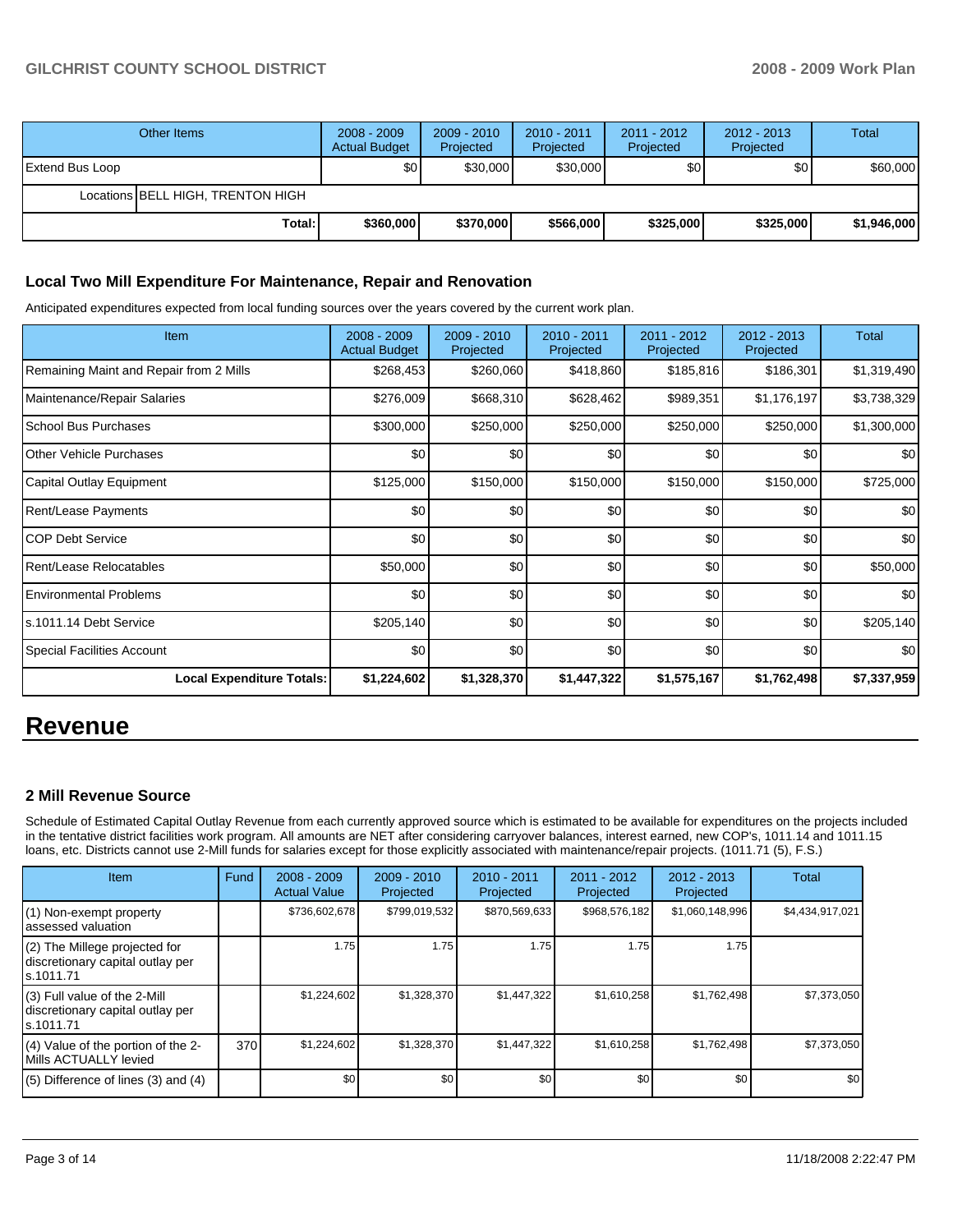| Other Items | 2008 - 2009 Actual Budget | 2009 - 2010 Projected | 2010 - 2011 Projected | 2011 - 2012 Projected | 2012 - 2013 Projected | Total |
|---|---|---|---|---|---|---|
| Extend Bus Loop | $0 | $30,000 | $30,000 | $0 | $0 | $60,000 |
| Locations BELL HIGH, TRENTON HIGH | | | | | | |
| Total: | $360,000 | $370,000 | $566,000 | $325,000 | $325,000 | $1,946,000 |

### Local Two Mill Expenditure For Maintenance, Repair and Renovation

Anticipated expenditures expected from local funding sources over the years covered by the current work plan.

| Item | 2008 - 2009 Actual Budget | 2009 - 2010 Projected | 2010 - 2011 Projected | 2011 - 2012 Projected | 2012 - 2013 Projected | Total |
|---|---|---|---|---|---|---|
| Remaining Maint and Repair from 2 Mills | $268,453 | $260,060 | $418,860 | $185,816 | $186,301 | $1,319,490 |
| Maintenance/Repair Salaries | $276,009 | $668,310 | $628,462 | $989,351 | $1,176,197 | $3,738,329 |
| School Bus Purchases | $300,000 | $250,000 | $250,000 | $250,000 | $250,000 | $1,300,000 |
| Other Vehicle Purchases | $0 | $0 | $0 | $0 | $0 | $0 |
| Capital Outlay Equipment | $125,000 | $150,000 | $150,000 | $150,000 | $150,000 | $725,000 |
| Rent/Lease Payments | $0 | $0 | $0 | $0 | $0 | $0 |
| COP Debt Service | $0 | $0 | $0 | $0 | $0 | $0 |
| Rent/Lease Relocatables | $50,000 | $0 | $0 | $0 | $0 | $50,000 |
| Environmental Problems | $0 | $0 | $0 | $0 | $0 | $0 |
| s.1011.14 Debt Service | $205,140 | $0 | $0 | $0 | $0 | $205,140 |
| Special Facilities Account | $0 | $0 | $0 | $0 | $0 | $0 |
| **Local Expenditure Totals:** | **$1,224,602** | **$1,328,370** | **$1,447,322** | **$1,575,167** | **$1,762,498** | **$7,337,959** |

# Revenue

### 2 Mill Revenue Source

Schedule of Estimated Capital Outlay Revenue from each currently approved source which is estimated to be available for expenditures on the projects included in the tentative district facilities work program. All amounts are NET after considering carryover balances, interest earned, new COP's, 1011.14 and 1011.15 loans, etc. Districts cannot use 2-Mill funds for salaries except for those explicitly associated with maintenance/repair projects. (1011.71 (5), F.S.)

| Item | Fund | 2008 - 2009 Actual Value | 2009 - 2010 Projected | 2010 - 2011 Projected | 2011 - 2012 Projected | 2012 - 2013 Projected | Total |
|---|---|---|---|---|---|---|---|
| (1) Non-exempt property assessed valuation | | $736,602,678 | $799,019,532 | $870,569,633 | $968,576,182 | $1,060,148,996 | $4,434,917,021 |
| (2) The Millege projected for discretionary capital outlay per s.1011.71 | | 1.75 | 1.75 | 1.75 | 1.75 | 1.75 | |
| (3) Full value of the 2-Mill discretionary capital outlay per s.1011.71 | | $1,224,602 | $1,328,370 | $1,447,322 | $1,610,258 | $1,762,498 | $7,373,050 |
| (4) Value of the portion of the 2-Mills ACTUALLY levied | 370 | $1,224,602 | $1,328,370 | $1,447,322 | $1,610,258 | $1,762,498 | $7,373,050 |
| (5) Difference of lines (3) and (4) | | $0 | $0 | $0 | $0 | $0 | $0 |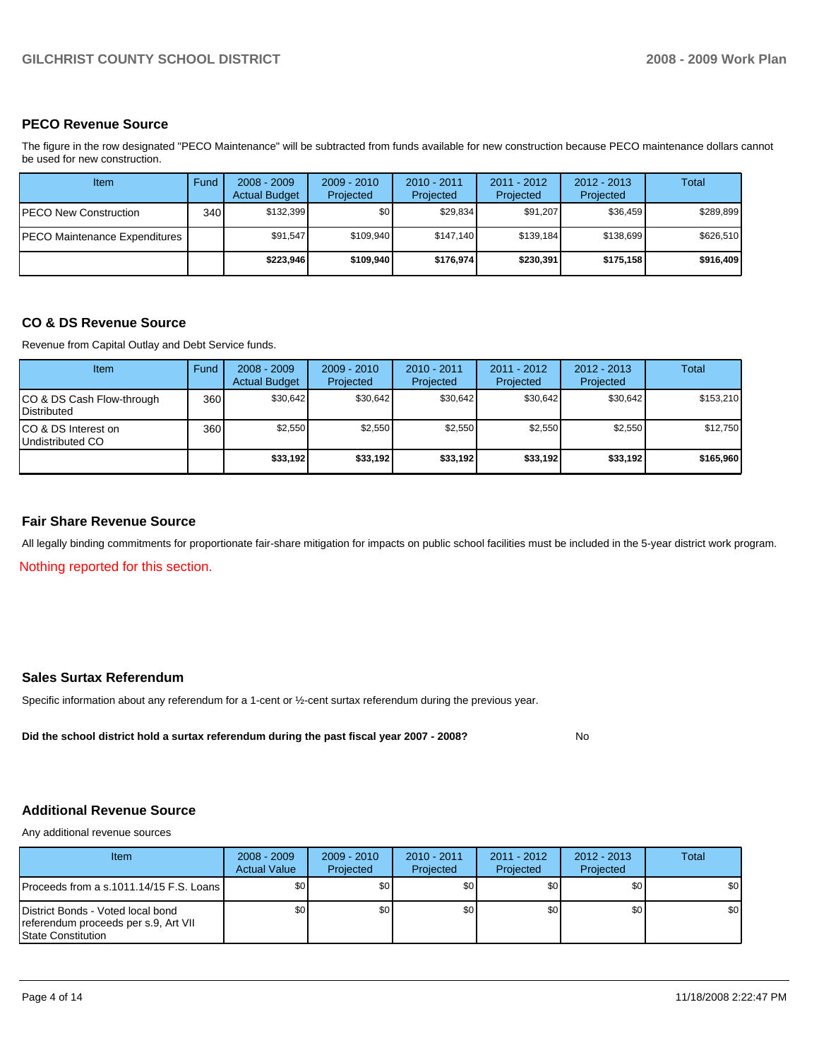## PECO Revenue Source

The figure in the row designated "PECO Maintenance" will be subtracted from funds available for new construction because PECO maintenance dollars cannot be used for new construction.

| Item | Fund | 2008 - 2009 Actual Budget | 2009 - 2010 Projected | 2010 - 2011 Projected | 2011 - 2012 Projected | 2012 - 2013 Projected | Total |
|---|---|---|---|---|---|---|---|
| PECO New Construction | 340 | $132,399 | $0 | $29,834 | $91,207 | $36,459 | $289,899 |
| PECO Maintenance Expenditures | | $91,547 | $109,940 | $147,140 | $139,184 | $138,699 | $626,510 |
| | | **$223,946** | **$109,940** | **$176,974** | **$230,391** | **$175,158** | **$916,409** |

## CO & DS Revenue Source

Revenue from Capital Outlay and Debt Service funds.

| Item | Fund | 2008 - 2009 Actual Budget | 2009 - 2010 Projected | 2010 - 2011 Projected | 2011 - 2012 Projected | 2012 - 2013 Projected | Total |
|---|---|---|---|---|---|---|---|
| CO & DS Cash Flow-through Distributed | 360 | $30,642 | $30,642 | $30,642 | $30,642 | $30,642 | $153,210 |
| CO & DS Interest on Undistributed CO | 360 | $2,550 | $2,550 | $2,550 | $2,550 | $2,550 | $12,750 |
| | | **$33,192** | **$33,192** | **$33,192** | **$33,192** | **$33,192** | **$165,960** |

## Fair Share Revenue Source

All legally binding commitments for proportionate fair-share mitigation for impacts on public school facilities must be included in the 5-year district work program.

Nothing reported for this section.

## Sales Surtax Referendum

Specific information about any referendum for a 1-cent or ½-cent surtax referendum during the previous year.

**Did the school district hold a surtax referendum during the past fiscal year 2007 - 2008?** No

## Additional Revenue Source

Any additional revenue sources

| Item | 2008 - 2009 Actual Value | 2009 - 2010 Projected | 2010 - 2011 Projected | 2011 - 2012 Projected | 2012 - 2013 Projected | Total |
|---|---|---|---|---|---|---|
| Proceeds from a s.1011.14/15 F.S. Loans | $0 | $0 | $0 | $0 | $0 | $0 |
| District Bonds - Voted local bond referendum proceeds per s.9, Art VII State Constitution | $0 | $0 | $0 | $0 | $0 | $0 |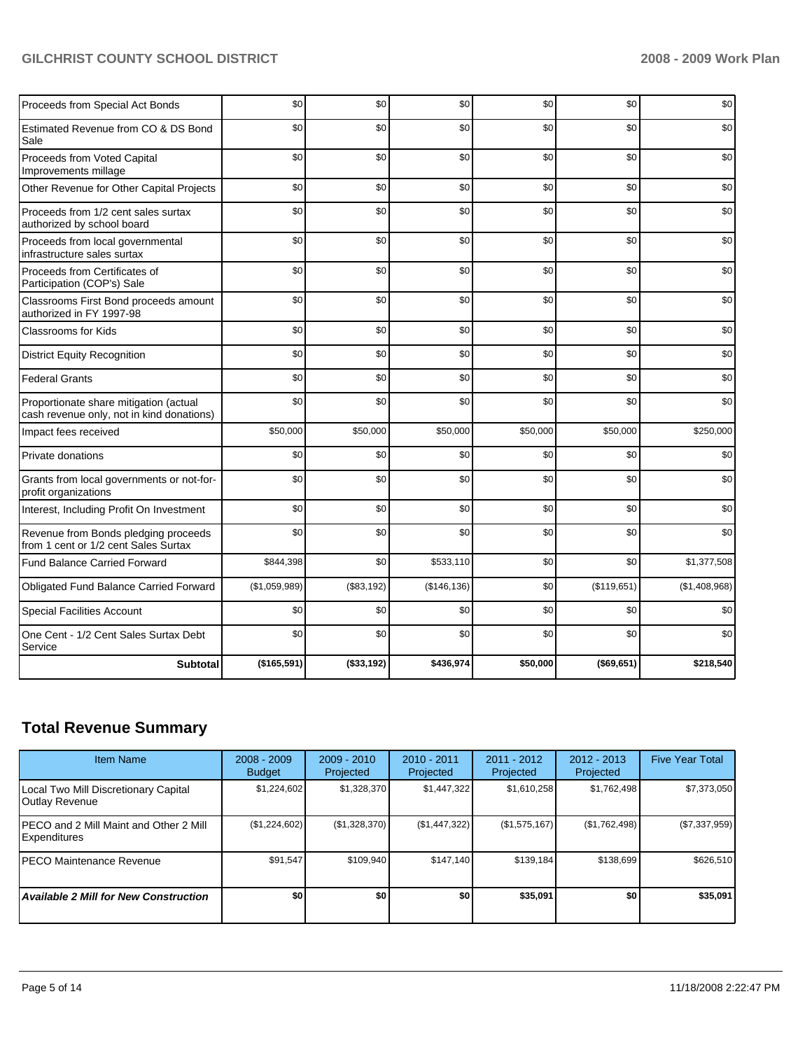| | | | | | | |
|---|---|---|---|---|---|---|
| Proceeds from Special Act Bonds | $0 | $0 | $0 | $0 | $0 | $0 |
| Estimated Revenue from CO & DS Bond Sale | $0 | $0 | $0 | $0 | $0 | $0 |
| Proceeds from Voted Capital Improvements millage | $0 | $0 | $0 | $0 | $0 | $0 |
| Other Revenue for Other Capital Projects | $0 | $0 | $0 | $0 | $0 | $0 |
| Proceeds from 1/2 cent sales surtax authorized by school board | $0 | $0 | $0 | $0 | $0 | $0 |
| Proceeds from local governmental infrastructure sales surtax | $0 | $0 | $0 | $0 | $0 | $0 |
| Proceeds from Certificates of Participation (COP's) Sale | $0 | $0 | $0 | $0 | $0 | $0 |
| Classrooms First Bond proceeds amount authorized in FY 1997-98 | $0 | $0 | $0 | $0 | $0 | $0 |
| Classrooms for Kids | $0 | $0 | $0 | $0 | $0 | $0 |
| District Equity Recognition | $0 | $0 | $0 | $0 | $0 | $0 |
| Federal Grants | $0 | $0 | $0 | $0 | $0 | $0 |
| Proportionate share mitigation (actual cash revenue only, not in kind donations) | $0 | $0 | $0 | $0 | $0 | $0 |
| Impact fees received | $50,000 | $50,000 | $50,000 | $50,000 | $50,000 | $250,000 |
| Private donations | $0 | $0 | $0 | $0 | $0 | $0 |
| Grants from local governments or not-for-profit organizations | $0 | $0 | $0 | $0 | $0 | $0 |
| Interest, Including Profit On Investment | $0 | $0 | $0 | $0 | $0 | $0 |
| Revenue from Bonds pledging proceeds from 1 cent or 1/2 cent Sales Surtax | $0 | $0 | $0 | $0 | $0 | $0 |
| Fund Balance Carried Forward | $844,398 | $0 | $533,110 | $0 | $0 | $1,377,508 |
| Obligated Fund Balance Carried Forward | ($1,059,989) | ($83,192) | ($146,136) | $0 | ($119,651) | ($1,408,968) |
| Special Facilities Account | $0 | $0 | $0 | $0 | $0 | $0 |
| One Cent - 1/2 Cent Sales Surtax Debt Service | $0 | $0 | $0 | $0 | $0 | $0 |
| **Subtotal** | **($165,591)** | **($33,192)** | **$436,974** | **$50,000** | **($69,651)** | **$218,540** |

## Total Revenue Summary

| Item Name | 2008 - 2009 Budget | 2009 - 2010 Projected | 2010 - 2011 Projected | 2011 - 2012 Projected | 2012 - 2013 Projected | Five Year Total |
|---|---|---|---|---|---|---|
| Local Two Mill Discretionary Capital Outlay Revenue | $1,224,602 | $1,328,370 | $1,447,322 | $1,610,258 | $1,762,498 | $7,373,050 |
| PECO and 2 Mill Maint and Other 2 Mill Expenditures | ($1,224,602) | ($1,328,370) | ($1,447,322) | ($1,575,167) | ($1,762,498) | ($7,337,959) |
| PECO Maintenance Revenue | $91,547 | $109,940 | $147,140 | $139,184 | $138,699 | $626,510 |
| ***Available 2 Mill for New Construction*** | **$0** | **$0** | **$0** | **$35,091** | **$0** | **$35,091** |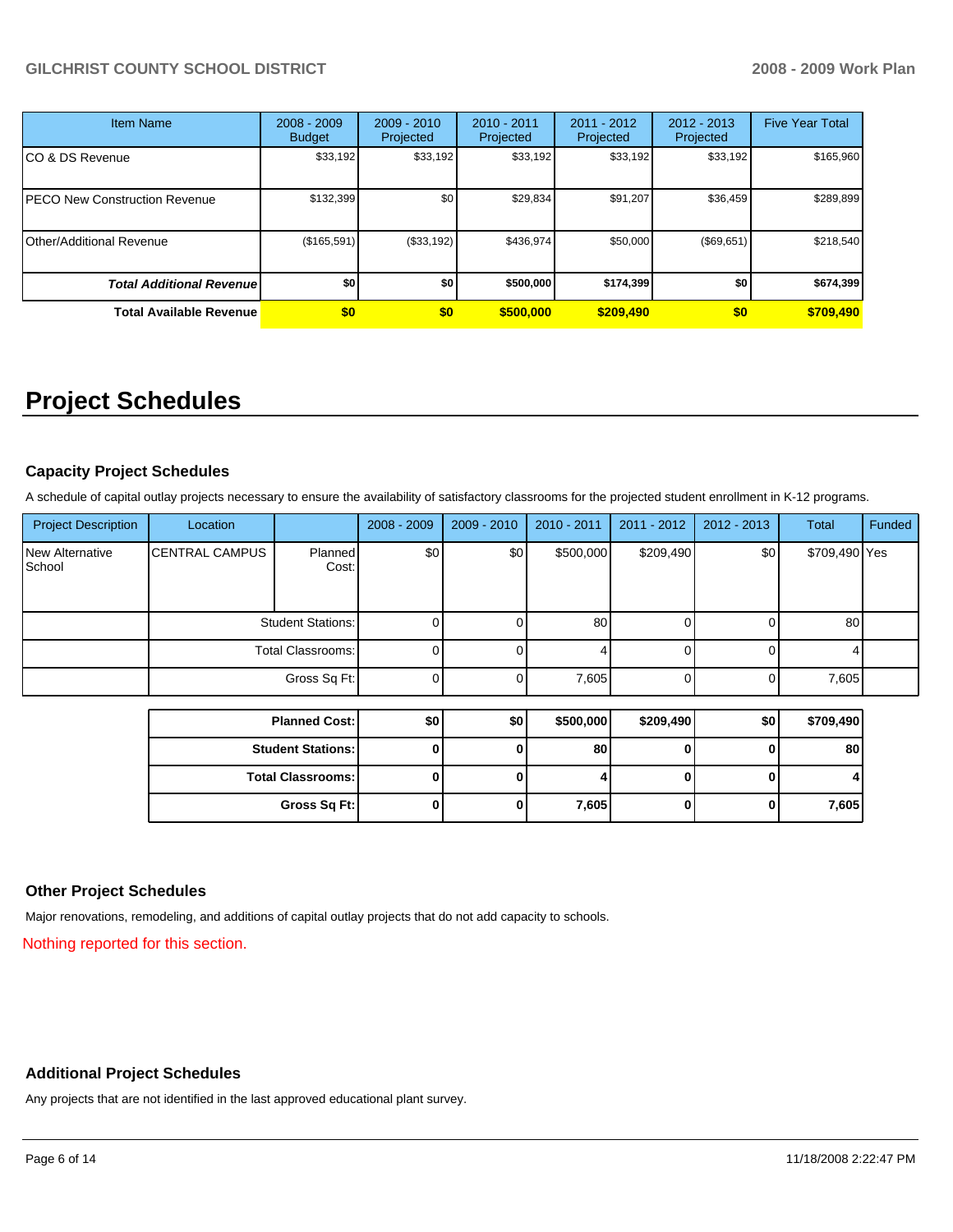| Item Name | 2008 - 2009 Budget | 2009 - 2010 Projected | 2010 - 2011 Projected | 2011 - 2012 Projected | 2012 - 2013 Projected | Five Year Total |
|---|---|---|---|---|---|---|
| CO & DS Revenue | $33,192 | $33,192 | $33,192 | $33,192 | $33,192 | $165,960 |
| PECO New Construction Revenue | $132,399 | $0 | $29,834 | $91,207 | $36,459 | $289,899 |
| Other/Additional Revenue | ($165,591) | ($33,192) | $436,974 | $50,000 | ($69,651) | $218,540 |
| ***Total Additional Revenue*** | **$0** | **$0** | **$500,000** | **$174,399** | **$0** | **$674,399** |
| **Total Available Revenue** | **$0** | **$0** | **$500,000** | **$209,490** | **$0** | **$709,490** |

# Project Schedules

### Capacity Project Schedules

A schedule of capital outlay projects necessary to ensure the availability of satisfactory classrooms for the projected student enrollment in K-12 programs.

| Project Description | Location | | 2008 - 2009 | 2009 - 2010 | 2010 - 2011 | 2011 - 2012 | 2012 - 2013 | Total | Funded |
|---|---|---|---|---|---|---|---|---|---|
| New Alternative School | CENTRAL CAMPUS | Planned Cost: | $0 | $0 | $500,000 | $209,490 | $0 | $709,490 | Yes |
| | Student Stations: | | 0 | 0 | 80 | 0 | 0 | 80 | |
| | Total Classrooms: | | 0 | 0 | 4 | 0 | 0 | 4 | |
| | Gross Sq Ft: | | 0 | 0 | 7,605 | 0 | 0 | 7,605 | |

| | 2008 - 2009 | 2009 - 2010 | 2010 - 2011 | 2011 - 2012 | 2012 - 2013 | Total |
|---|---|---|---|---|---|---|
| **Planned Cost:** | **$0** | **$0** | **$500,000** | **$209,490** | **$0** | **$709,490** |
| **Student Stations:** | **0** | **0** | **80** | **0** | **0** | **80** |
| **Total Classrooms:** | **0** | **0** | **4** | **0** | **0** | **4** |
| **Gross Sq Ft:** | **0** | **0** | **7,605** | **0** | **0** | **7,605** |

### Other Project Schedules

Major renovations, remodeling, and additions of capital outlay projects that do not add capacity to schools.

Nothing reported for this section.

### Additional Project Schedules

Any projects that are not identified in the last approved educational plant survey.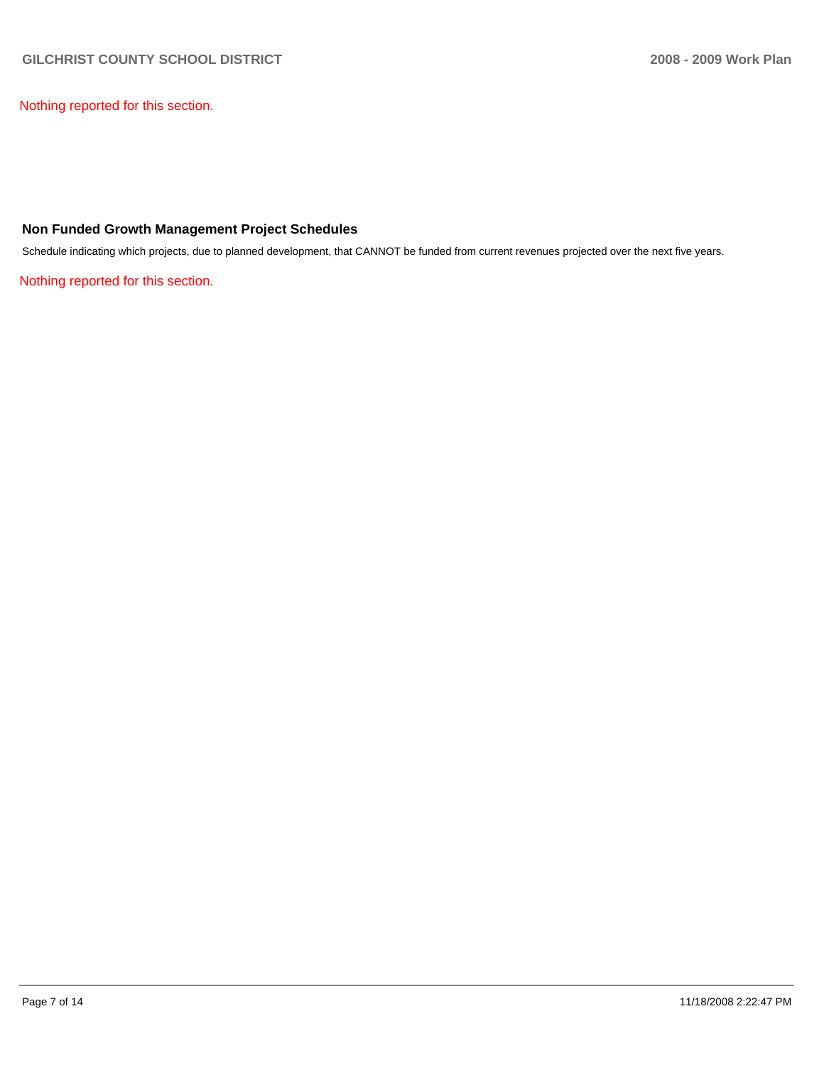Nothing reported for this section.

### Non Funded Growth Management Project Schedules

Schedule indicating which projects, due to planned development, that CANNOT be funded from current revenues projected over the next five years.

Nothing reported for this section.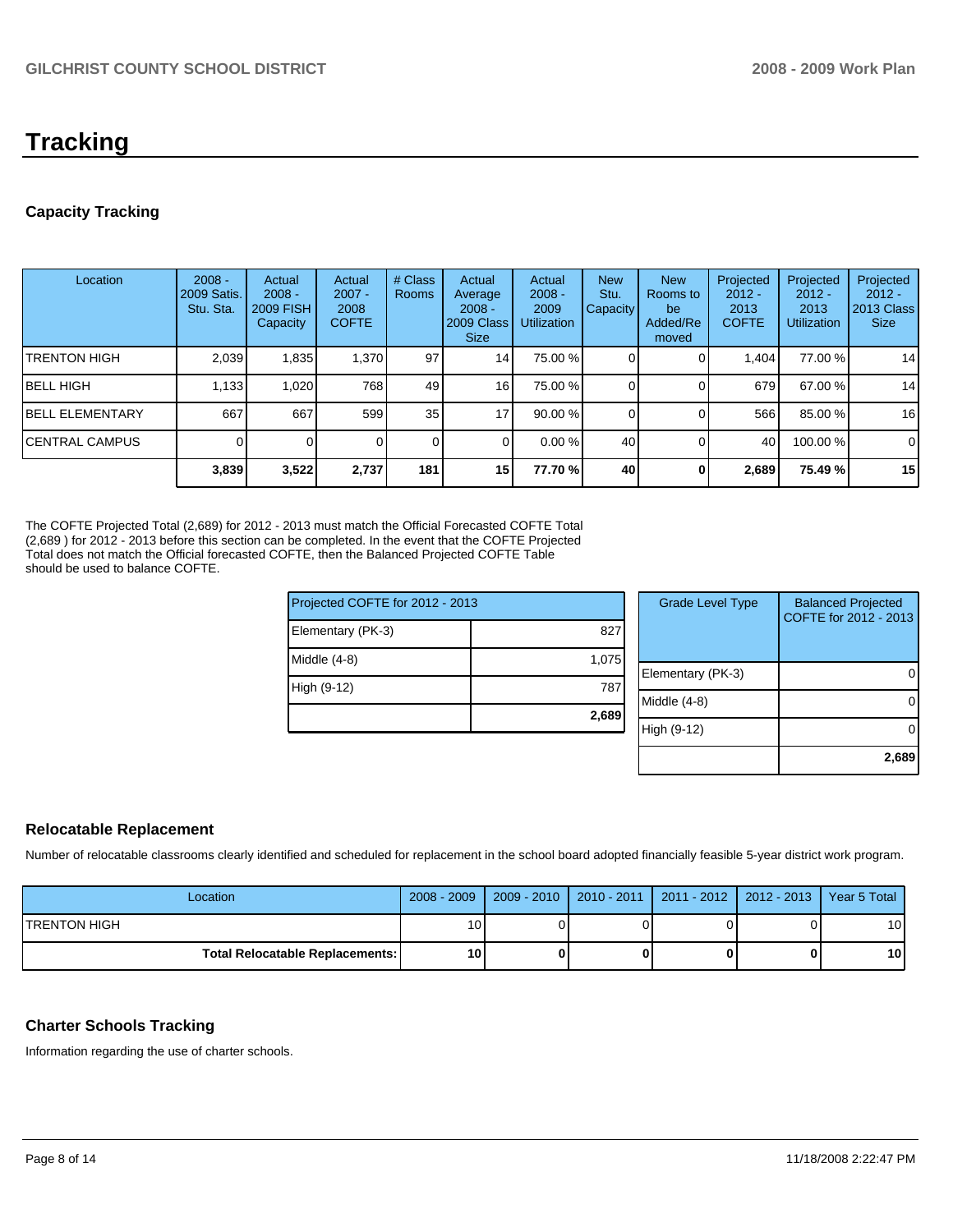# Tracking

## Capacity Tracking

| Location | 2008 - 2009 Satis. Stu. Sta. | Actual 2008 - 2009 FISH Capacity | Actual 2007 - 2008 COFTE | # Class Rooms | Actual Average 2008 - 2009 Class Size | Actual 2008 - 2009 Utilization | New Stu. Capacity | New Rooms to be Added/Removed | Projected 2012 - 2013 COFTE | Projected 2012 - 2013 Utilization | Projected 2012 - 2013 Class Size |
|---|---|---|---|---|---|---|---|---|---|---|---|
| TRENTON HIGH | 2,039 | 1,835 | 1,370 | 97 | 14 | 75.00 % | 0 | 0 | 1,404 | 77.00 % | 14 |
| BELL HIGH | 1,133 | 1,020 | 768 | 49 | 16 | 75.00 % | 0 | 0 | 679 | 67.00 % | 14 |
| BELL ELEMENTARY | 667 | 667 | 599 | 35 | 17 | 90.00 % | 0 | 0 | 566 | 85.00 % | 16 |
| CENTRAL CAMPUS | 0 | 0 | 0 | 0 | 0 | 0.00 % | 40 | 0 | 40 | 100.00 % | 0 |
| | **3,839** | **3,522** | **2,737** | **181** | **15** | **77.70 %** | **40** | **0** | **2,689** | **75.49 %** | **15** |

The COFTE Projected Total (2,689) for 2012 - 2013 must match the Official Forecasted COFTE Total (2,689 ) for 2012 - 2013 before this section can be completed. In the event that the COFTE Projected Total does not match the Official forecasted COFTE, then the Balanced Projected COFTE Table should be used to balance COFTE.

| Projected COFTE for 2012 - 2013 | |
|---|---|
| Elementary (PK-3) | 827 |
| Middle (4-8) | 1,075 |
| High (9-12) | 787 |
| | **2,689** |

| Grade Level Type | Balanced Projected COFTE for 2012 - 2013 |
|---|---|
| Elementary (PK-3) | 0 |
| Middle (4-8) | 0 |
| High (9-12) | 0 |
| | **2,689** |

## Relocatable Replacement

Number of relocatable classrooms clearly identified and scheduled for replacement in the school board adopted financially feasible 5-year district work program.

| Location | 2008 - 2009 | 2009 - 2010 | 2010 - 2011 | 2011 - 2012 | 2012 - 2013 | Year 5 Total |
|---|---|---|---|---|---|---|
| TRENTON HIGH | 10 | 0 | 0 | 0 | 0 | 10 |
| **Total Relocatable Replacements:** | **10** | **0** | **0** | **0** | **0** | **10** |

## Charter Schools Tracking

Information regarding the use of charter schools.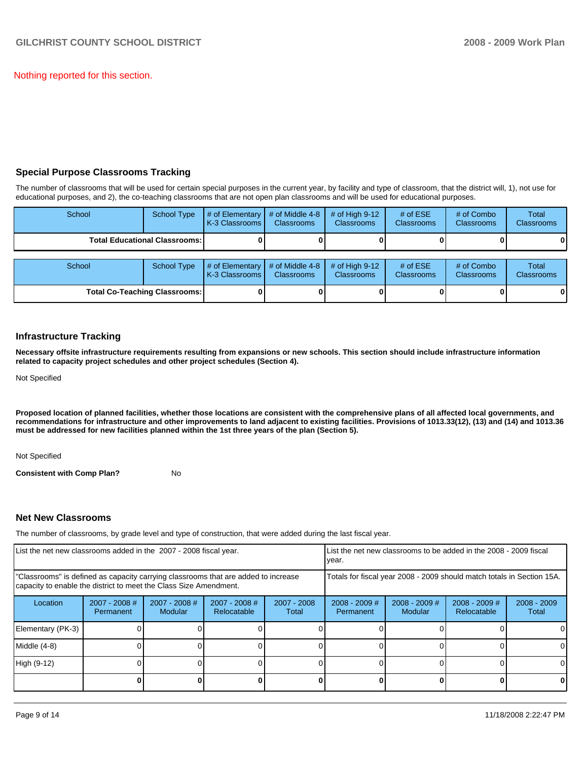Nothing reported for this section.

## Special Purpose Classrooms Tracking

The number of classrooms that will be used for certain special purposes in the current year, by facility and type of classroom, that the district will, 1), not use for educational purposes, and 2), the co-teaching classrooms that are not open plan classrooms and will be used for educational purposes.

| School | School Type | # of Elementary K-3 Classrooms | # of Middle 4-8 Classrooms | # of High 9-12 Classrooms | # of ESE Classrooms | # of Combo Classrooms | Total Classrooms |
|---|---|---|---|---|---|---|---|
| **Total Educational Classrooms:** | | **0** | **0** | **0** | **0** | **0** | **0** |

| School | School Type | # of Elementary K-3 Classrooms | # of Middle 4-8 Classrooms | # of High 9-12 Classrooms | # of ESE Classrooms | # of Combo Classrooms | Total Classrooms |
|---|---|---|---|---|---|---|---|
| **Total Co-Teaching Classrooms:** | | **0** | **0** | **0** | **0** | **0** | **0** |

## Infrastructure Tracking

**Necessary offsite infrastructure requirements resulting from expansions or new schools. This section should include infrastructure information related to capacity project schedules and other project schedules (Section 4).**

Not Specified

**Proposed location of planned facilities, whether those locations are consistent with the comprehensive plans of all affected local governments, and recommendations for infrastructure and other improvements to land adjacent to existing facilities. Provisions of 1013.33(12), (13) and (14) and 1013.36 must be addressed for new facilities planned within the 1st three years of the plan (Section 5).**

Not Specified

**Consistent with Comp Plan?** No

## Net New Classrooms

The number of classrooms, by grade level and type of construction, that were added during the last fiscal year.

| List the net new classrooms added in the 2007 - 2008 fiscal year. | | | | | List the net new classrooms to be added in the 2008 - 2009 fiscal year. | | | |
|---|---|---|---|---|---|---|---|---|
| "Classrooms" is defined as capacity carrying classrooms that are added to increase capacity to enable the district to meet the Class Size Amendment. | | | | | Totals for fiscal year 2008 - 2009 should match totals in Section 15A. | | | |
| Location | 2007 - 2008 # Permanent | 2007 - 2008 # Modular | 2007 - 2008 # Relocatable | 2007 - 2008 Total | 2008 - 2009 # Permanent | 2008 - 2009 # Modular | 2008 - 2009 # Relocatable | 2008 - 2009 Total |
| Elementary (PK-3) | 0 | 0 | 0 | 0 | 0 | 0 | 0 | 0 |
| Middle (4-8) | 0 | 0 | 0 | 0 | 0 | 0 | 0 | 0 |
| High (9-12) | 0 | 0 | 0 | 0 | 0 | 0 | 0 | 0 |
| | **0** | **0** | **0** | **0** | **0** | **0** | **0** | **0** |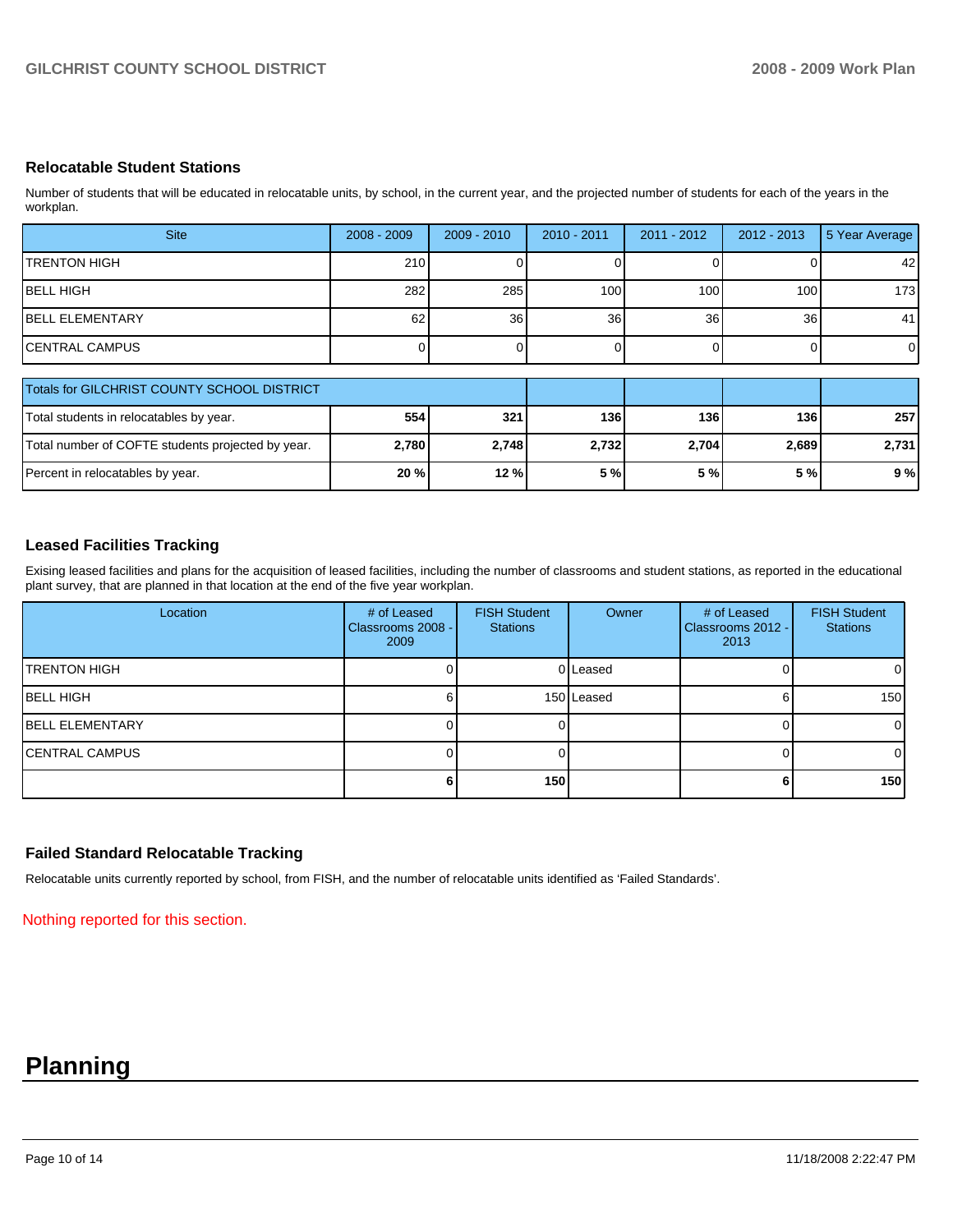### Relocatable Student Stations

Number of students that will be educated in relocatable units, by school, in the current year, and the projected number of students for each of the years in the workplan.

| Site | 2008 - 2009 | 2009 - 2010 | 2010 - 2011 | 2011 - 2012 | 2012 - 2013 | 5 Year Average |
|---|---|---|---|---|---|---|
| TRENTON HIGH | 210 | 0 | 0 | 0 | 0 | 42 |
| BELL HIGH | 282 | 285 | 100 | 100 | 100 | 173 |
| BELL ELEMENTARY | 62 | 36 | 36 | 36 | 36 | 41 |
| CENTRAL CAMPUS | 0 | 0 | 0 | 0 | 0 | 0 |

| Totals for GILCHRIST COUNTY SCHOOL DISTRICT | | | | | | |
|---|---|---|---|---|---|---|
| Total students in relocatables by year. | **554** | **321** | **136** | **136** | **136** | **257** |
| Total number of COFTE students projected by year. | **2,780** | **2,748** | **2,732** | **2,704** | **2,689** | **2,731** |
| Percent in relocatables by year. | **20 %** | **12 %** | **5 %** | **5 %** | **5 %** | **9 %** |

### Leased Facilities Tracking

Exising leased facilities and plans for the acquisition of leased facilities, including the number of classrooms and student stations, as reported in the educational plant survey, that are planned in that location at the end of the five year workplan.

| Location | # of Leased Classrooms 2008 - 2009 | FISH Student Stations | Owner | # of Leased Classrooms 2012 - 2013 | FISH Student Stations |
|---|---|---|---|---|---|
| TRENTON HIGH | 0 | 0 | Leased | 0 | 0 |
| BELL HIGH | 6 | 150 | Leased | 6 | 150 |
| BELL ELEMENTARY | 0 | 0 | | 0 | 0 |
| CENTRAL CAMPUS | 0 | 0 | | 0 | 0 |
| | **6** | **150** | | **6** | **150** |

### Failed Standard Relocatable Tracking

Relocatable units currently reported by school, from FISH, and the number of relocatable units identified as 'Failed Standards'.

Nothing reported for this section.

# Planning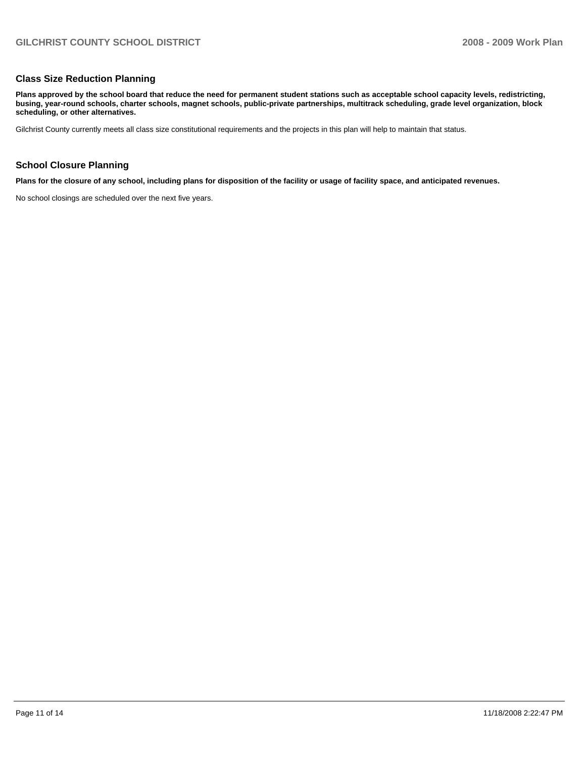## Class Size Reduction Planning

**Plans approved by the school board that reduce the need for permanent student stations such as acceptable school capacity levels, redistricting, busing, year-round schools, charter schools, magnet schools, public-private partnerships, multitrack scheduling, grade level organization, block scheduling, or other alternatives.**

Gilchrist County currently meets all class size constitutional requirements and the projects in this plan will help to maintain that status.

## School Closure Planning

**Plans for the closure of any school, including plans for disposition of the facility or usage of facility space, and anticipated revenues.**

No school closings are scheduled over the next five years.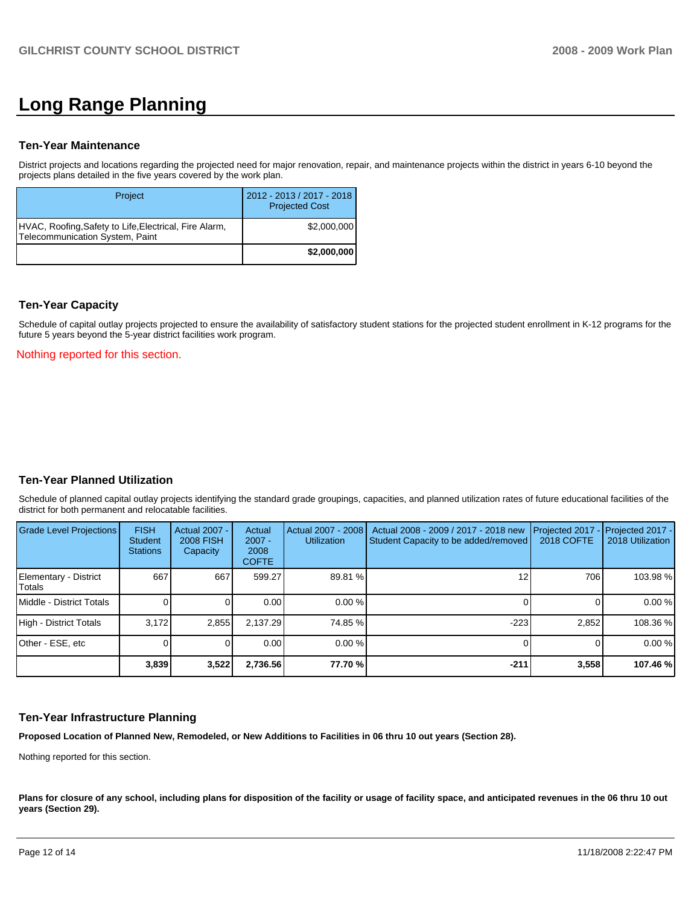# Long Range Planning

### Ten-Year Maintenance

District projects and locations regarding the projected need for major renovation, repair, and maintenance projects within the district in years 6-10 beyond the projects plans detailed in the five years covered by the work plan.

| Project | 2012 - 2013 / 2017 - 2018 Projected Cost |
|---|---|
| HVAC, Roofing,Safety to Life,Electrical, Fire Alarm, Telecommunication System, Paint | $2,000,000 |
| | **$2,000,000** |

### Ten-Year Capacity

Schedule of capital outlay projects projected to ensure the availability of satisfactory student stations for the projected student enrollment in K-12 programs for the future 5 years beyond the 5-year district facilities work program.

Nothing reported for this section.

### Ten-Year Planned Utilization

Schedule of planned capital outlay projects identifying the standard grade groupings, capacities, and planned utilization rates of future educational facilities of the district for both permanent and relocatable facilities.

| Grade Level Projections | FISH Student Stations | Actual 2007 - 2008 FISH Capacity | Actual 2007 - 2008 COFTE | Actual 2007 - 2008 Utilization | Actual 2008 - 2009 / 2017 - 2018 new Student Capacity to be added/removed | Projected 2017 - 2018 COFTE | Projected 2017 - 2018 Utilization |
|---|---|---|---|---|---|---|---|
| Elementary - District Totals | 667 | 667 | 599.27 | 89.81 % | 12 | 706 | 103.98 % |
| Middle - District Totals | 0 | 0 | 0.00 | 0.00 % | 0 | 0 | 0.00 % |
| High - District Totals | 3,172 | 2,855 | 2,137.29 | 74.85 % | -223 | 2,852 | 108.36 % |
| Other - ESE, etc | 0 | 0 | 0.00 | 0.00 % | 0 | 0 | 0.00 % |
| | **3,839** | **3,522** | **2,736.56** | **77.70 %** | **-211** | **3,558** | **107.46 %** |

### Ten-Year Infrastructure Planning

**Proposed Location of Planned New, Remodeled, or New Additions to Facilities in 06 thru 10 out years (Section 28).**

Nothing reported for this section.

**Plans for closure of any school, including plans for disposition of the facility or usage of facility space, and anticipated revenues in the 06 thru 10 out years (Section 29).**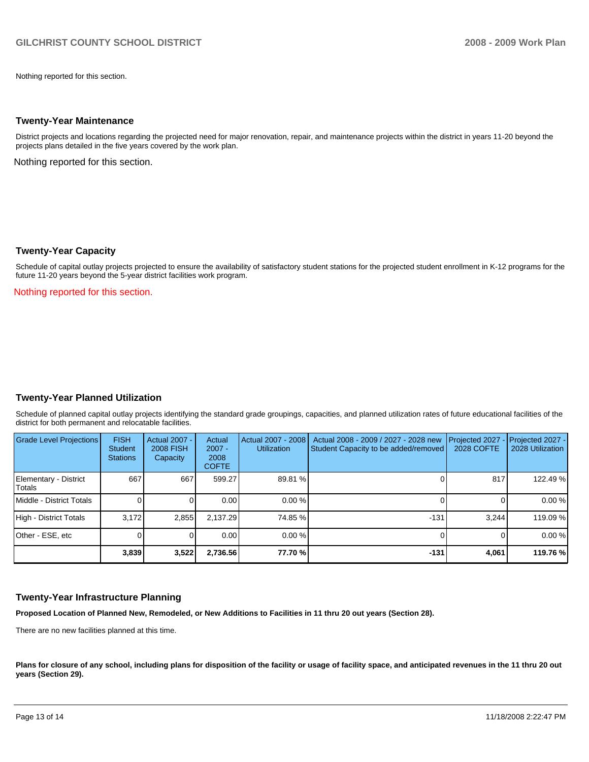Nothing reported for this section.

## Twenty-Year Maintenance

District projects and locations regarding the projected need for major renovation, repair, and maintenance projects within the district in years 11-20 beyond the projects plans detailed in the five years covered by the work plan.

Nothing reported for this section.

## Twenty-Year Capacity

Schedule of capital outlay projects projected to ensure the availability of satisfactory student stations for the projected student enrollment in K-12 programs for the future 11-20 years beyond the 5-year district facilities work program.

Nothing reported for this section.

## Twenty-Year Planned Utilization

Schedule of planned capital outlay projects identifying the standard grade groupings, capacities, and planned utilization rates of future educational facilities of the district for both permanent and relocatable facilities.

| Grade Level Projections | FISH Student Stations | Actual 2007 - 2008 FISH Capacity | Actual 2007 - 2008 COFTE | Actual 2007 - 2008 Utilization | Actual 2008 - 2009 / 2027 - 2028 new Student Capacity to be added/removed | Projected 2027 - 2028 COFTE | Projected 2027 - 2028 Utilization |
|---|---|---|---|---|---|---|---|
| Elementary - District Totals | 667 | 667 | 599.27 | 89.81 % | 0 | 817 | 122.49 % |
| Middle - District Totals | 0 | 0 | 0.00 | 0.00 % | 0 | 0 | 0.00 % |
| High - District Totals | 3,172 | 2,855 | 2,137.29 | 74.85 % | -131 | 3,244 | 119.09 % |
| Other - ESE, etc | 0 | 0 | 0.00 | 0.00 % | 0 | 0 | 0.00 % |
| | **3,839** | **3,522** | **2,736.56** | **77.70 %** | **-131** | **4,061** | **119.76 %** |

## Twenty-Year Infrastructure Planning

**Proposed Location of Planned New, Remodeled, or New Additions to Facilities in 11 thru 20 out years (Section 28).**

There are no new facilities planned at this time.

**Plans for closure of any school, including plans for disposition of the facility or usage of facility space, and anticipated revenues in the 11 thru 20 out years (Section 29).**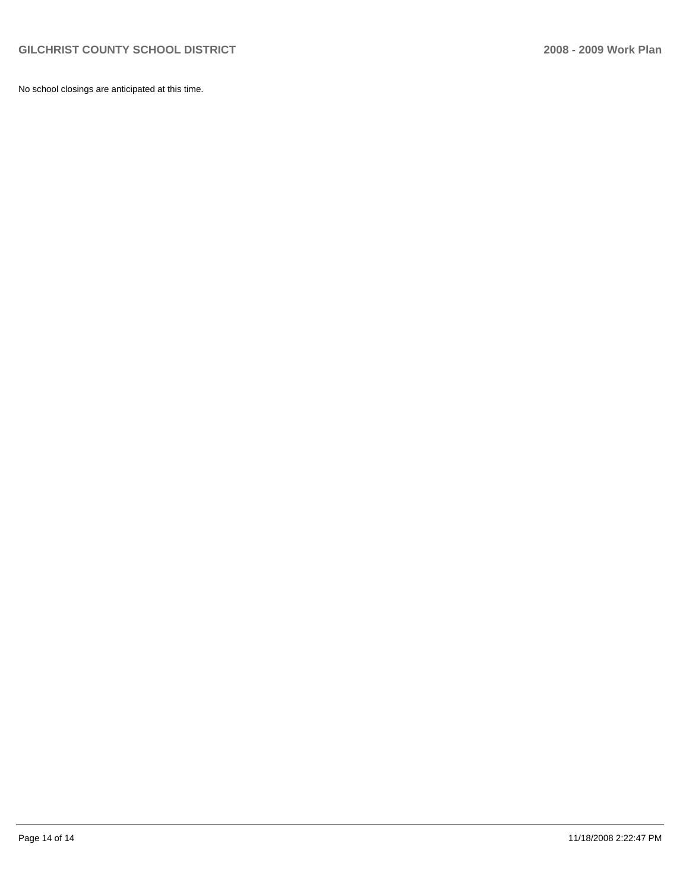No school closings are anticipated at this time.